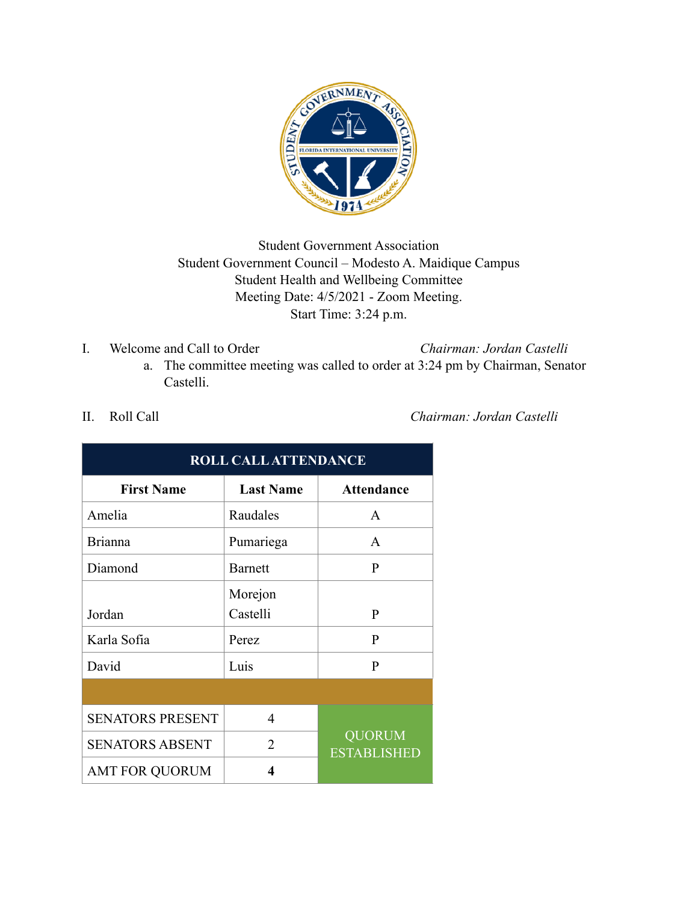Student Government Association
Student Government Council – Modesto A. Maidique Campus
Student Health and Wellbeing Committee
Meeting Date: 4/5/2021 - Zoom Meeting.
Start Time: 3:24 p.m.

I. Welcome and Call to Order *Chairman: Jordan Castelli*

a. The committee meeting was called to order at 3:24 pm by Chairman, Senator Castelli.

II. Roll Call *Chairman: Jordan Castelli*

| ROLL CALL ATTENDANCE | | |
|---|---|---|
| **First Name** | **Last Name** | **Attendance** |
| Amelia | Raudales | A |
| Brianna | Pumariega | A |
| Diamond | Barnett | P |
| Jordan | Morejon Castelli | P |
| Karla Sofia | Perez | P |
| David | Luis | P |
| | | |
| SENATORS PRESENT | 4 | QUORUM ESTABLISHED |
| SENATORS ABSENT | 2 | |
| AMT FOR QUORUM | **4** | |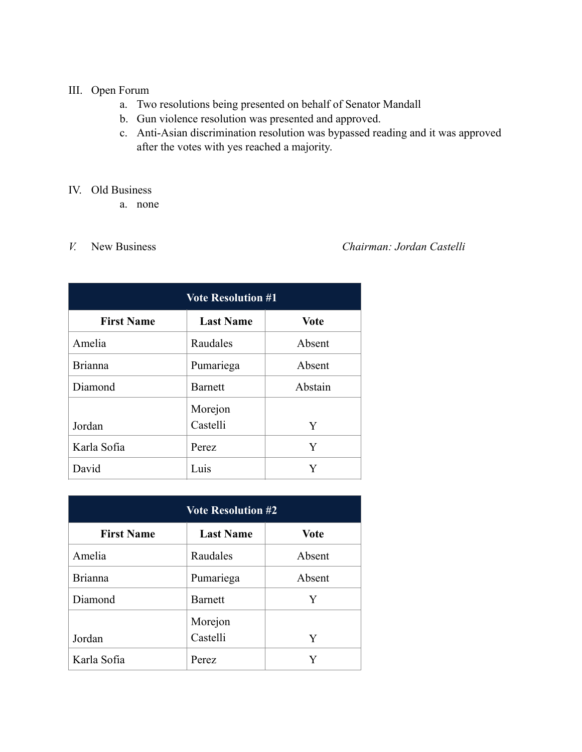III. Open Forum

a. Two resolutions being presented on behalf of Senator Mandall
b. Gun violence resolution was presented and approved.
c. Anti-Asian discrimination resolution was bypassed reading and it was approved after the votes with yes reached a majority.

IV. Old Business

a. none

*V.* New Business *Chairman: Jordan Castelli*

| Vote Resolution #1 | | |
|---|---|---|
| **First Name** | **Last Name** | **Vote** |
| Amelia | Raudales | Absent |
| Brianna | Pumariega | Absent |
| Diamond | Barnett | Abstain |
| Jordan | Morejon Castelli | Y |
| Karla Sofia | Perez | Y |
| David | Luis | Y |

| Vote Resolution #2 | | |
|---|---|---|
| **First Name** | **Last Name** | **Vote** |
| Amelia | Raudales | Absent |
| Brianna | Pumariega | Absent |
| Diamond | Barnett | Y |
| Jordan | Morejon Castelli | Y |
| Karla Sofia | Perez | Y |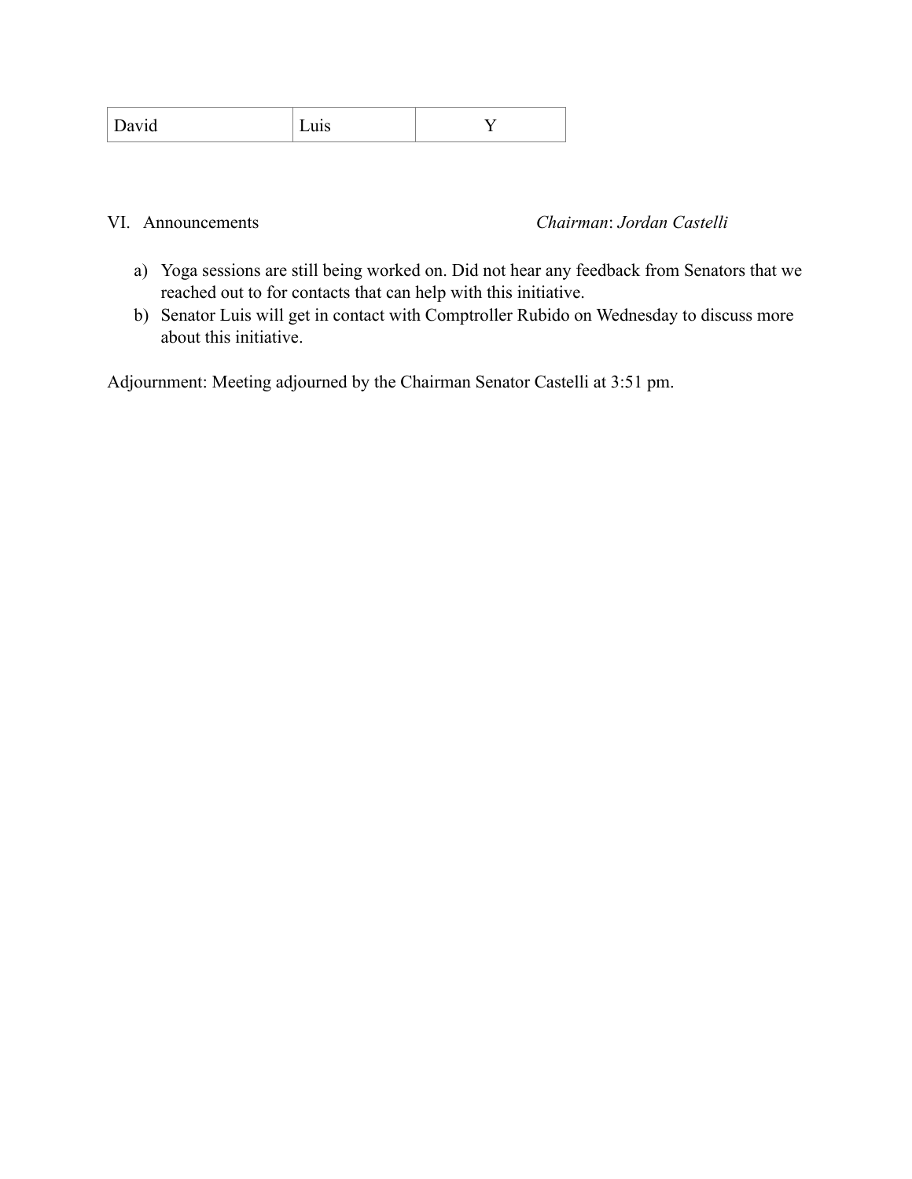| | | |
|---|---|---|
| David | Luis | Y |

VI. Announcements *Chairman*: *Jordan Castelli*

a) Yoga sessions are still being worked on. Did not hear any feedback from Senators that we reached out to for contacts that can help with this initiative.
b) Senator Luis will get in contact with Comptroller Rubido on Wednesday to discuss more about this initiative.

Adjournment: Meeting adjourned by the Chairman Senator Castelli at 3:51 pm.